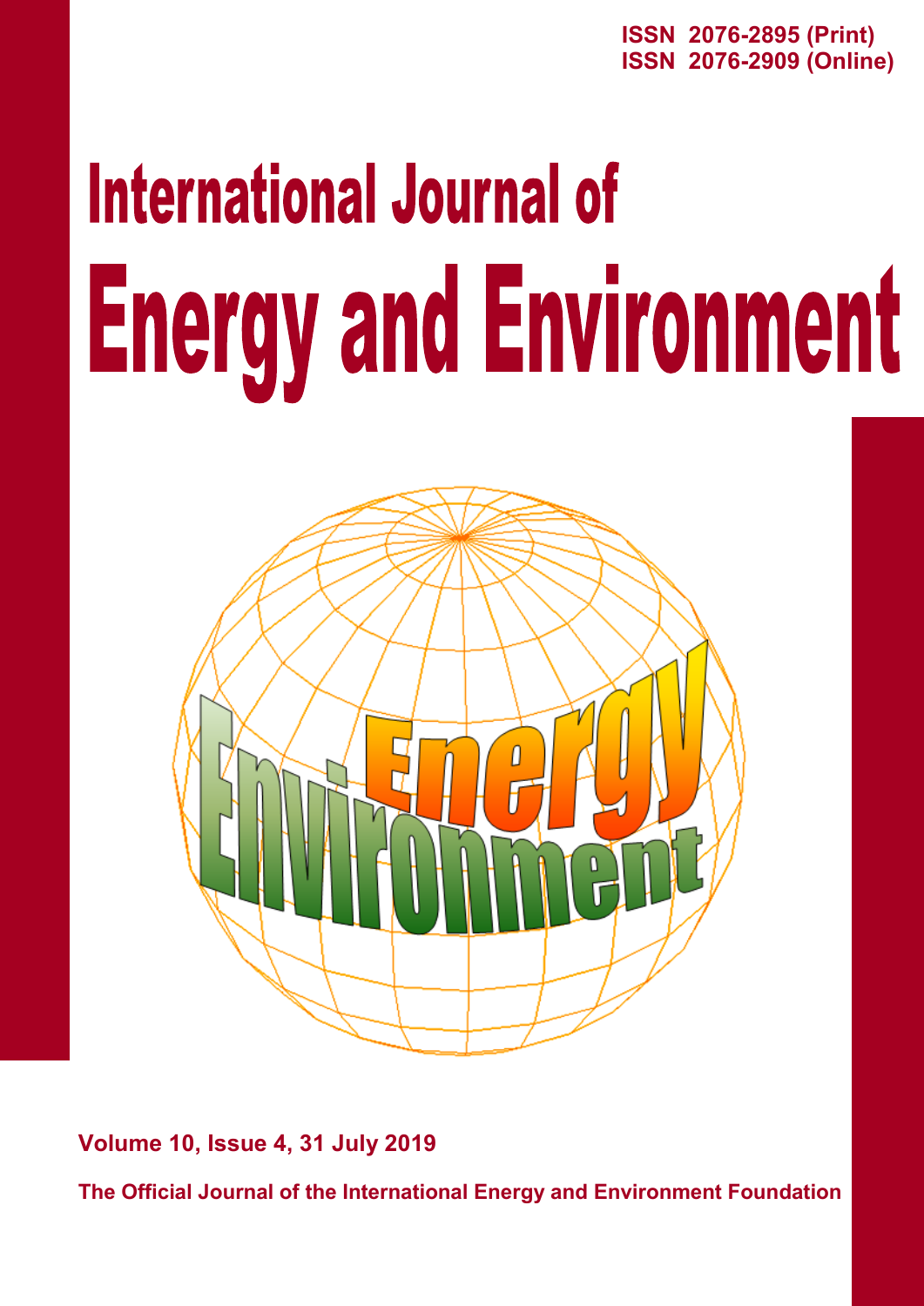ISSN 2076-2895 (Print)
ISSN 2076-2909 (Online)

# International Journal of Energy and Environment

Volume 10, Issue 4, 31 July 2019

The Official Journal of the International Energy and Environment Foundation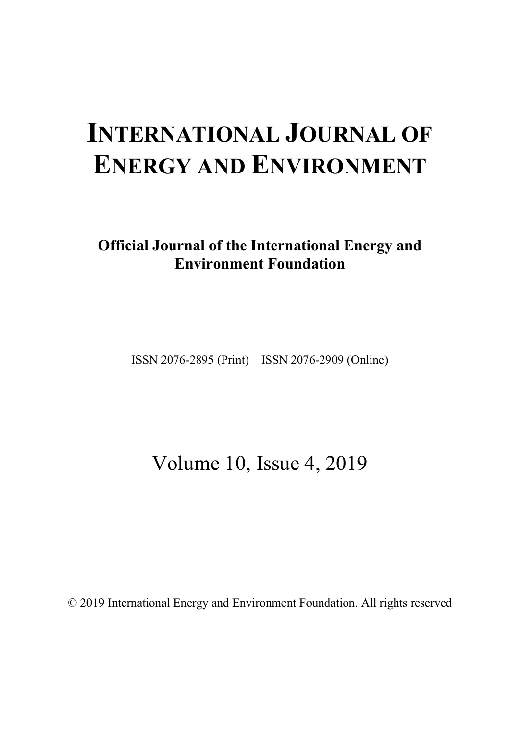# INTERNATIONAL JOURNAL OF ENERGY AND ENVIRONMENT

**Official Journal of the International Energy and Environment Foundation**

ISSN 2076-2895 (Print) ISSN 2076-2909 (Online)

Volume 10, Issue 4, 2019

© 2019 International Energy and Environment Foundation. All rights reserved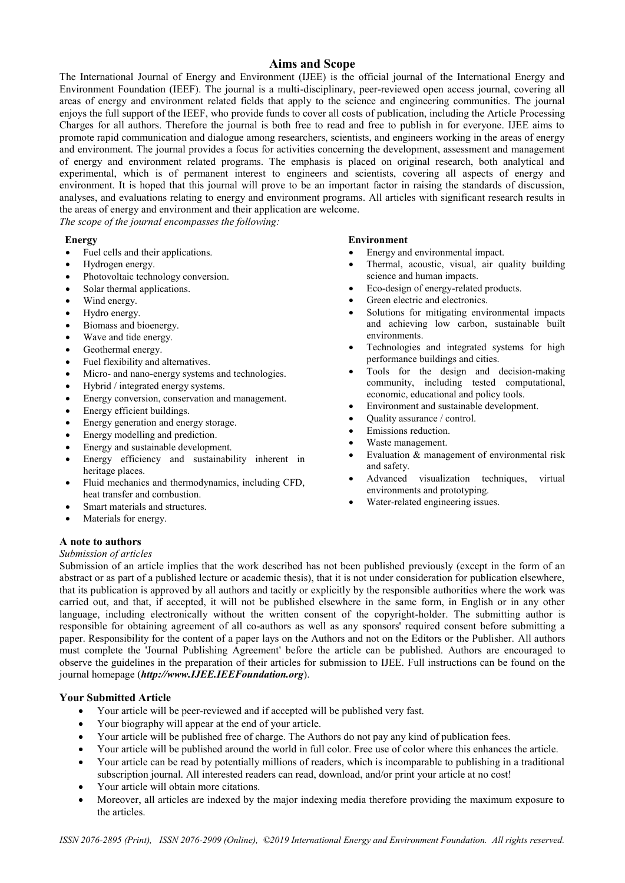## Aims and Scope

The International Journal of Energy and Environment (IJEE) is the official journal of the International Energy and Environment Foundation (IEEF). The journal is a multi-disciplinary, peer-reviewed open access journal, covering all areas of energy and environment related fields that apply to the science and engineering communities. The journal enjoys the full support of the IEEF, who provide funds to cover all costs of publication, including the Article Processing Charges for all authors. Therefore the journal is both free to read and free to publish in for everyone. IJEE aims to promote rapid communication and dialogue among researchers, scientists, and engineers working in the areas of energy and environment. The journal provides a focus for activities concerning the development, assessment and management of energy and environment related programs. The emphasis is placed on original research, both analytical and experimental, which is of permanent interest to engineers and scientists, covering all aspects of energy and environment. It is hoped that this journal will prove to be an important factor in raising the standards of discussion, analyses, and evaluations relating to energy and environment programs. All articles with significant research results in the areas of energy and environment and their application are welcome.

*The scope of the journal encompasses the following:*

**Energy**

- Fuel cells and their applications.
- Hydrogen energy.
- Photovoltaic technology conversion.
- Solar thermal applications.
- Wind energy.
- Hydro energy.
- Biomass and bioenergy.
- Wave and tide energy.
- Geothermal energy.
- Fuel flexibility and alternatives.
- Micro- and nano-energy systems and technologies.
- Hybrid / integrated energy systems.
- Energy conversion, conservation and management.
- Energy efficient buildings.
- Energy generation and energy storage.
- Energy modelling and prediction.
- Energy and sustainable development.
- Energy efficiency and sustainability inherent in heritage places.
- Fluid mechanics and thermodynamics, including CFD, heat transfer and combustion.
- Smart materials and structures.
- Materials for energy.

**Environment**

- Energy and environmental impact.
- Thermal, acoustic, visual, air quality building science and human impacts.
- Eco-design of energy-related products.
- Green electric and electronics.
- Solutions for mitigating environmental impacts and achieving low carbon, sustainable built environments.
- Technologies and integrated systems for high performance buildings and cities.
- Tools for the design and decision-making community, including tested computational, economic, educational and policy tools.
- Environment and sustainable development.
- Quality assurance / control.
- Emissions reduction.
- Waste management.
- Evaluation & management of environmental risk and safety.
- Advanced visualization techniques, virtual environments and prototyping.
- Water-related engineering issues.

### A note to authors

*Submission of articles*

Submission of an article implies that the work described has not been published previously (except in the form of an abstract or as part of a published lecture or academic thesis), that it is not under consideration for publication elsewhere, that its publication is approved by all authors and tacitly or explicitly by the responsible authorities where the work was carried out, and that, if accepted, it will not be published elsewhere in the same form, in English or in any other language, including electronically without the written consent of the copyright-holder. The submitting author is responsible for obtaining agreement of all co-authors as well as any sponsors' required consent before submitting a paper. Responsibility for the content of a paper lays on the Authors and not on the Editors or the Publisher. All authors must complete the 'Journal Publishing Agreement' before the article can be published. Authors are encouraged to observe the guidelines in the preparation of their articles for submission to IJEE. Full instructions can be found on the journal homepage (***http://www.IJEE.IEEFoundation.org***).

### Your Submitted Article

- Your article will be peer-reviewed and if accepted will be published very fast.
- Your biography will appear at the end of your article.
- Your article will be published free of charge. The Authors do not pay any kind of publication fees.
- Your article will be published around the world in full color. Free use of color where this enhances the article.
- Your article can be read by potentially millions of readers, which is incomparable to publishing in a traditional subscription journal. All interested readers can read, download, and/or print your article at no cost!
- Your article will obtain more citations.
- Moreover, all articles are indexed by the major indexing media therefore providing the maximum exposure to the articles.

*ISSN 2076-2895 (Print), ISSN 2076-2909 (Online), ©2019 International Energy and Environment Foundation. All rights reserved.*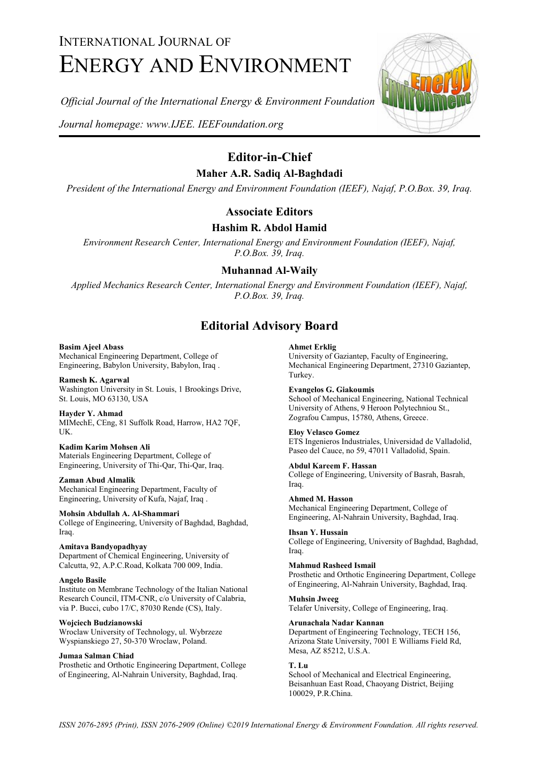# INTERNATIONAL JOURNAL OF ENERGY AND ENVIRONMENT

*Official Journal of the International Energy & Environment Foundation*

*Journal homepage: www.IJEE. IEEFoundation.org*

## Editor-in-Chief

### Maher A.R. Sadiq Al-Baghdadi

*President of the International Energy and Environment Foundation (IEEF), Najaf, P.O.Box. 39, Iraq.*

## Associate Editors

### Hashim R. Abdol Hamid

*Environment Research Center, International Energy and Environment Foundation (IEEF), Najaf, P.O.Box. 39, Iraq.*

### Muhannad Al-Waily

*Applied Mechanics Research Center, International Energy and Environment Foundation (IEEF), Najaf, P.O.Box. 39, Iraq.*

## Editorial Advisory Board

**Basim Ajeel Abass**
Mechanical Engineering Department, College of Engineering, Babylon University, Babylon, Iraq .

**Ramesh K. Agarwal**
Washington University in St. Louis, 1 Brookings Drive, St. Louis, MO 63130, USA

**Hayder Y. Ahmad**
MIMechE, CEng, 81 Suffolk Road, Harrow, HA2 7QF, UK.

**Kadim Karim Mohsen Ali**
Materials Engineering Department, College of Engineering, University of Thi-Qar, Thi-Qar, Iraq.

**Zaman Abud Almalik**
Mechanical Engineering Department, Faculty of Engineering, University of Kufa, Najaf, Iraq .

**Mohsin Abdullah A. Al-Shammari**
College of Engineering, University of Baghdad, Baghdad, Iraq.

**Amitava Bandyopadhyay**
Department of Chemical Engineering, University of Calcutta, 92, A.P.C.Road, Kolkata 700 009, India.

**Angelo Basile**
Institute on Membrane Technology of the Italian National Research Council, ITM-CNR, c/o University of Calabria, via P. Bucci, cubo 17/C, 87030 Rende (CS), Italy.

**Wojciech Budzianowski**
Wroclaw University of Technology, ul. Wybrzeze Wyspianskiego 27, 50-370 Wroclaw, Poland.

**Jumaa Salman Chiad**
Prosthetic and Orthotic Engineering Department, College of Engineering, Al-Nahrain University, Baghdad, Iraq.

**Ahmet Erklig**
University of Gaziantep, Faculty of Engineering, Mechanical Engineering Department, 27310 Gaziantep, Turkey.

**Evangelos G. Giakoumis**
School of Mechanical Engineering, National Technical University of Athens, 9 Heroon Polytechniou St., Zografou Campus, 15780, Athens, Greece.

**Eloy Velasco Gomez**
ETS Ingenieros Industriales, Universidad de Valladolid, Paseo del Cauce, no 59, 47011 Valladolid, Spain.

**Abdul Kareem F. Hassan**
College of Engineering, University of Basrah, Basrah, Iraq.

**Ahmed M. Hasson**
Mechanical Engineering Department, College of Engineering, Al-Nahrain University, Baghdad, Iraq.

**Ihsan Y. Hussain**
College of Engineering, University of Baghdad, Baghdad, Iraq.

**Mahmud Rasheed Ismail**
Prosthetic and Orthotic Engineering Department, College of Engineering, Al-Nahrain University, Baghdad, Iraq.

**Muhsin Jweeg**
Telafer University, College of Engineering, Iraq.

**Arunachala Nadar Kannan**
Department of Engineering Technology, TECH 156, Arizona State University, 7001 E Williams Field Rd, Mesa, AZ 85212, U.S.A.

**T. Lu**
School of Mechanical and Electrical Engineering, Beisanhuan East Road, Chaoyang District, Beijing 100029, P.R.China.

*ISSN 2076-2895 (Print), ISSN 2076-2909 (Online) ©2019 International Energy & Environment Foundation. All rights reserved.*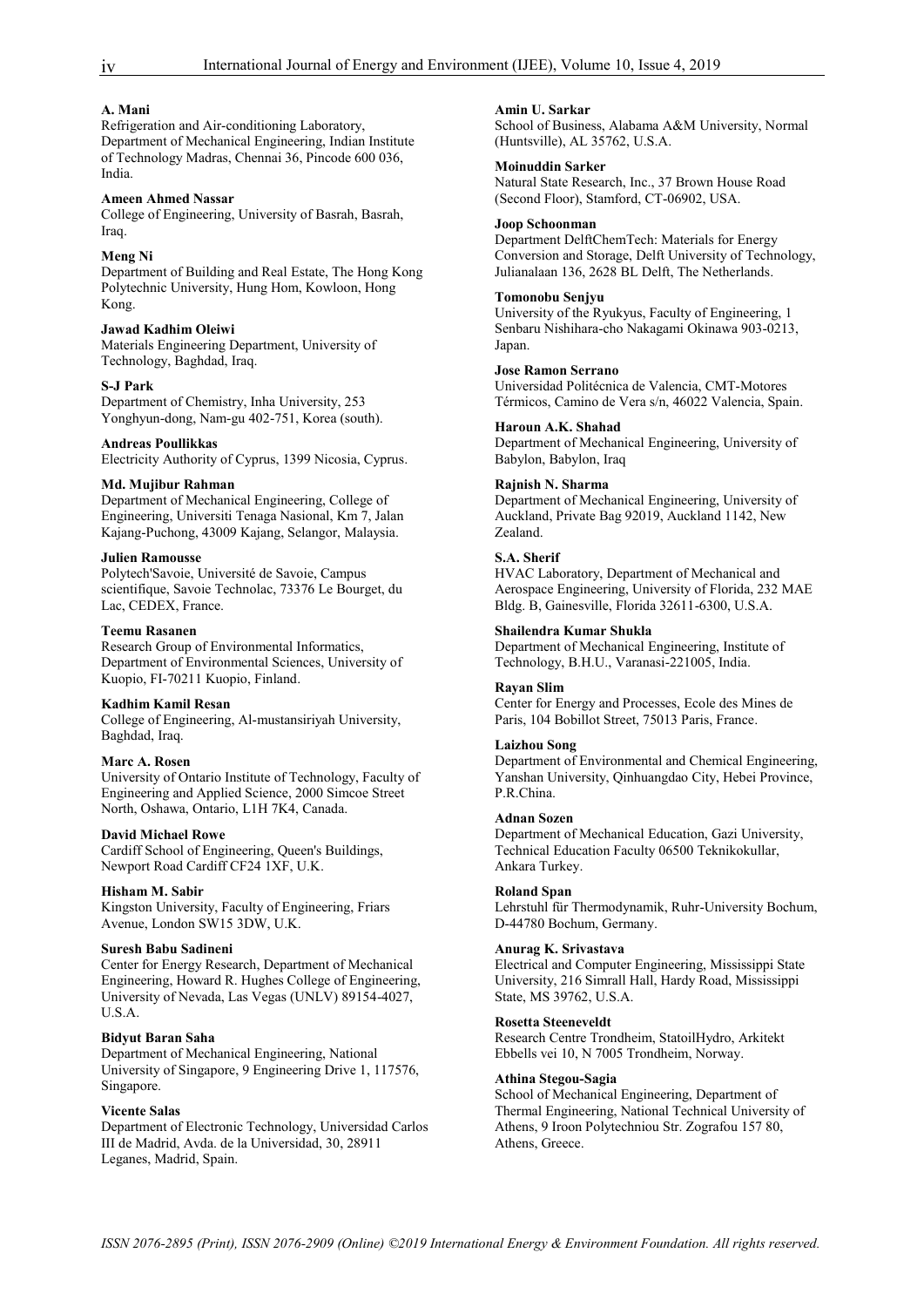**A. Mani**
Refrigeration and Air-conditioning Laboratory, Department of Mechanical Engineering, Indian Institute of Technology Madras, Chennai 36, Pincode 600 036, India.

**Ameen Ahmed Nassar**
College of Engineering, University of Basrah, Basrah, Iraq.

**Meng Ni**
Department of Building and Real Estate, The Hong Kong Polytechnic University, Hung Hom, Kowloon, Hong Kong.

**Jawad Kadhim Oleiwi**
Materials Engineering Department, University of Technology, Baghdad, Iraq.

**S-J Park**
Department of Chemistry, Inha University, 253 Yonghyun-dong, Nam-gu 402-751, Korea (south).

**Andreas Poullikkas**
Electricity Authority of Cyprus, 1399 Nicosia, Cyprus.

**Md. Mujibur Rahman**
Department of Mechanical Engineering, College of Engineering, Universiti Tenaga Nasional, Km 7, Jalan Kajang-Puchong, 43009 Kajang, Selangor, Malaysia.

**Julien Ramousse**
Polytech'Savoie, Université de Savoie, Campus scientifique, Savoie Technolac, 73376 Le Bourget, du Lac, CEDEX, France.

**Teemu Rasanen**
Research Group of Environmental Informatics, Department of Environmental Sciences, University of Kuopio, FI-70211 Kuopio, Finland.

**Kadhim Kamil Resan**
College of Engineering, Al-mustansiriyah University, Baghdad, Iraq.

**Marc A. Rosen**
University of Ontario Institute of Technology, Faculty of Engineering and Applied Science, 2000 Simcoe Street North, Oshawa, Ontario, L1H 7K4, Canada.

**David Michael Rowe**
Cardiff School of Engineering, Queen's Buildings, Newport Road Cardiff CF24 1XF, U.K.

**Hisham M. Sabir**
Kingston University, Faculty of Engineering, Friars Avenue, London SW15 3DW, U.K.

**Suresh Babu Sadineni**
Center for Energy Research, Department of Mechanical Engineering, Howard R. Hughes College of Engineering, University of Nevada, Las Vegas (UNLV) 89154-4027, U.S.A.

**Bidyut Baran Saha**
Department of Mechanical Engineering, National University of Singapore, 9 Engineering Drive 1, 117576, Singapore.

**Vicente Salas**
Department of Electronic Technology, Universidad Carlos III de Madrid, Avda. de la Universidad, 30, 28911 Leganes, Madrid, Spain.

**Amin U. Sarkar**
School of Business, Alabama A&M University, Normal (Huntsville), AL 35762, U.S.A.

**Moinuddin Sarker**
Natural State Research, Inc., 37 Brown House Road (Second Floor), Stamford, CT-06902, USA.

**Joop Schoonman**
Department DelftChemTech: Materials for Energy Conversion and Storage, Delft University of Technology, Julianalaan 136, 2628 BL Delft, The Netherlands.

**Tomonobu Senjyu**
University of the Ryukyus, Faculty of Engineering, 1 Senbaru Nishihara-cho Nakagami Okinawa 903-0213, Japan.

**Jose Ramon Serrano**
Universidad Politécnica de Valencia, CMT-Motores Térmicos, Camino de Vera s/n, 46022 Valencia, Spain.

**Haroun A.K. Shahad**
Department of Mechanical Engineering, University of Babylon, Babylon, Iraq

**Rajnish N. Sharma**
Department of Mechanical Engineering, University of Auckland, Private Bag 92019, Auckland 1142, New Zealand.

**S.A. Sherif**
HVAC Laboratory, Department of Mechanical and Aerospace Engineering, University of Florida, 232 MAE Bldg. B, Gainesville, Florida 32611-6300, U.S.A.

**Shailendra Kumar Shukla**
Department of Mechanical Engineering, Institute of Technology, B.H.U., Varanasi-221005, India.

**Rayan Slim**
Center for Energy and Processes, Ecole des Mines de Paris, 104 Bobillot Street, 75013 Paris, France.

**Laizhou Song**
Department of Environmental and Chemical Engineering, Yanshan University, Qinhuangdao City, Hebei Province, P.R.China.

**Adnan Sozen**
Department of Mechanical Education, Gazi University, Technical Education Faculty 06500 Teknikokullar, Ankara Turkey.

**Roland Span**
Lehrstuhl für Thermodynamik, Ruhr-University Bochum, D-44780 Bochum, Germany.

**Anurag K. Srivastava**
Electrical and Computer Engineering, Mississippi State University, 216 Simrall Hall, Hardy Road, Mississippi State, MS 39762, U.S.A.

**Rosetta Steeneveldt**
Research Centre Trondheim, StatoilHydro, Arkitekt Ebbells vei 10, N 7005 Trondheim, Norway.

**Athina Stegou-Sagia**
School of Mechanical Engineering, Department of Thermal Engineering, National Technical University of Athens, 9 Iroon Polytechniou Str. Zografou 157 80, Athens, Greece.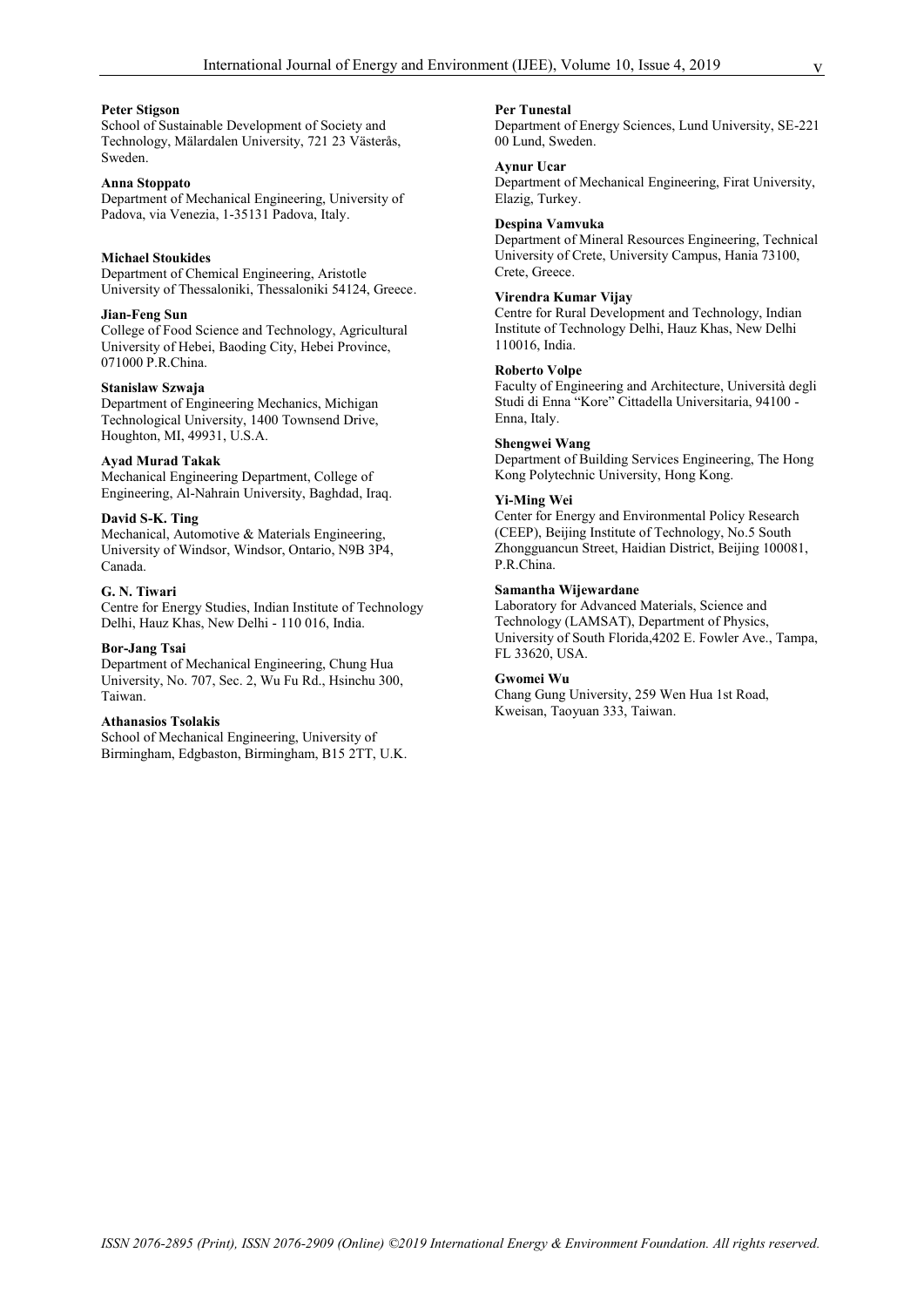**Peter Stigson**
School of Sustainable Development of Society and Technology, Mälardalen University, 721 23 Västerås, Sweden.

**Anna Stoppato**
Department of Mechanical Engineering, University of Padova, via Venezia, 1-35131 Padova, Italy.

**Michael Stoukides**
Department of Chemical Engineering, Aristotle University of Thessaloniki, Thessaloniki 54124, Greece.

**Jian-Feng Sun**
College of Food Science and Technology, Agricultural University of Hebei, Baoding City, Hebei Province, 071000 P.R.China.

**Stanislaw Szwaja**
Department of Engineering Mechanics, Michigan Technological University, 1400 Townsend Drive, Houghton, MI, 49931, U.S.A.

**Ayad Murad Takak**
Mechanical Engineering Department, College of Engineering, Al-Nahrain University, Baghdad, Iraq.

**David S-K. Ting**
Mechanical, Automotive & Materials Engineering, University of Windsor, Windsor, Ontario, N9B 3P4, Canada.

**G. N. Tiwari**
Centre for Energy Studies, Indian Institute of Technology Delhi, Hauz Khas, New Delhi - 110 016, India.

**Bor-Jang Tsai**
Department of Mechanical Engineering, Chung Hua University, No. 707, Sec. 2, Wu Fu Rd., Hsinchu 300, Taiwan.

**Athanasios Tsolakis**
School of Mechanical Engineering, University of Birmingham, Edgbaston, Birmingham, B15 2TT, U.K.

**Per Tunestal**
Department of Energy Sciences, Lund University, SE-221 00 Lund, Sweden.

**Aynur Ucar**
Department of Mechanical Engineering, Firat University, Elazig, Turkey.

**Despina Vamvuka**
Department of Mineral Resources Engineering, Technical University of Crete, University Campus, Hania 73100, Crete, Greece.

**Virendra Kumar Vijay**
Centre for Rural Development and Technology, Indian Institute of Technology Delhi, Hauz Khas, New Delhi 110016, India.

**Roberto Volpe**
Faculty of Engineering and Architecture, Università degli Studi di Enna "Kore" Cittadella Universitaria, 94100 - Enna, Italy.

**Shengwei Wang**
Department of Building Services Engineering, The Hong Kong Polytechnic University, Hong Kong.

**Yi-Ming Wei**
Center for Energy and Environmental Policy Research (CEEP), Beijing Institute of Technology, No.5 South Zhongguancun Street, Haidian District, Beijing 100081, P.R.China.

**Samantha Wijewardane**
Laboratory for Advanced Materials, Science and Technology (LAMSAT), Department of Physics, University of South Florida,4202 E. Fowler Ave., Tampa, FL 33620, USA.

**Gwomei Wu**
Chang Gung University, 259 Wen Hua 1st Road, Kweisan, Taoyuan 333, Taiwan.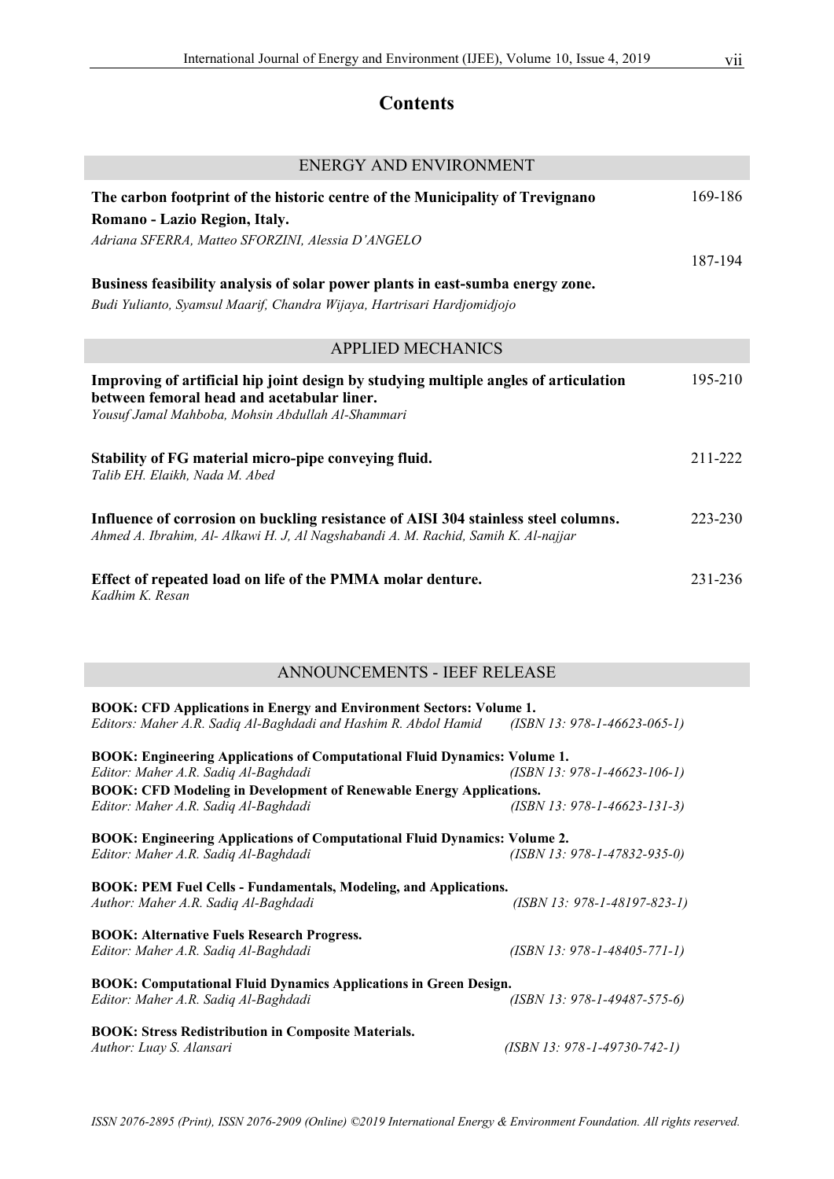# Contents

## ENERGY AND ENVIRONMENT

**The carbon footprint of the historic centre of the Municipality of Trevignano Romano - Lazio Region, Italy.** 169-186
*Adriana SFERRA, Matteo SFORZINI, Alessia D'ANGELO*

**Business feasibility analysis of solar power plants in east-sumba energy zone.** 187-194
*Budi Yulianto, Syamsul Maarif, Chandra Wijaya, Hartrisari Hardjomidjojo*

## APPLIED MECHANICS

**Improving of artificial hip joint design by studying multiple angles of articulation between femoral head and acetabular liner.** 195-210
*Yousuf Jamal Mahboba, Mohsin Abdullah Al-Shammari*

**Stability of FG material micro-pipe conveying fluid.** 211-222
*Talib EH. Elaikh, Nada M. Abed*

**Influence of corrosion on buckling resistance of AISI 304 stainless steel columns.** 223-230
*Ahmed A. Ibrahim, Al- Alkawi H. J, Al Nagshabandi A. M. Rachid, Samih K. Al-najjar*

**Effect of repeated load on life of the PMMA molar denture.** 231-236
*Kadhim K. Resan*

## ANNOUNCEMENTS - IEEF RELEASE

**BOOK: CFD Applications in Energy and Environment Sectors: Volume 1.**
*Editors: Maher A.R. Sadiq Al-Baghdadi and Hashim R. Abdol Hamid (ISBN 13: 978-1-46623-065-1)*

**BOOK: Engineering Applications of Computational Fluid Dynamics: Volume 1.**
*Editor: Maher A.R. Sadiq Al-Baghdadi (ISBN 13: 978-1-46623-106-1)*

**BOOK: CFD Modeling in Development of Renewable Energy Applications.**
*Editor: Maher A.R. Sadiq Al-Baghdadi (ISBN 13: 978-1-46623-131-3)*

**BOOK: Engineering Applications of Computational Fluid Dynamics: Volume 2.**
*Editor: Maher A.R. Sadiq Al-Baghdadi (ISBN 13: 978-1-47832-935-0)*

**BOOK: PEM Fuel Cells - Fundamentals, Modeling, and Applications.**
*Author: Maher A.R. Sadiq Al-Baghdadi (ISBN 13: 978-1-48197-823-1)*

**BOOK: Alternative Fuels Research Progress.**
*Editor: Maher A.R. Sadiq Al-Baghdadi (ISBN 13: 978-1-48405-771-1)*

**BOOK: Computational Fluid Dynamics Applications in Green Design.**
*Editor: Maher A.R. Sadiq Al-Baghdadi (ISBN 13: 978-1-49487-575-6)*

**BOOK: Stress Redistribution in Composite Materials.**
*Author: Luay S. Alansari (ISBN 13: 978-1-49730-742-1)*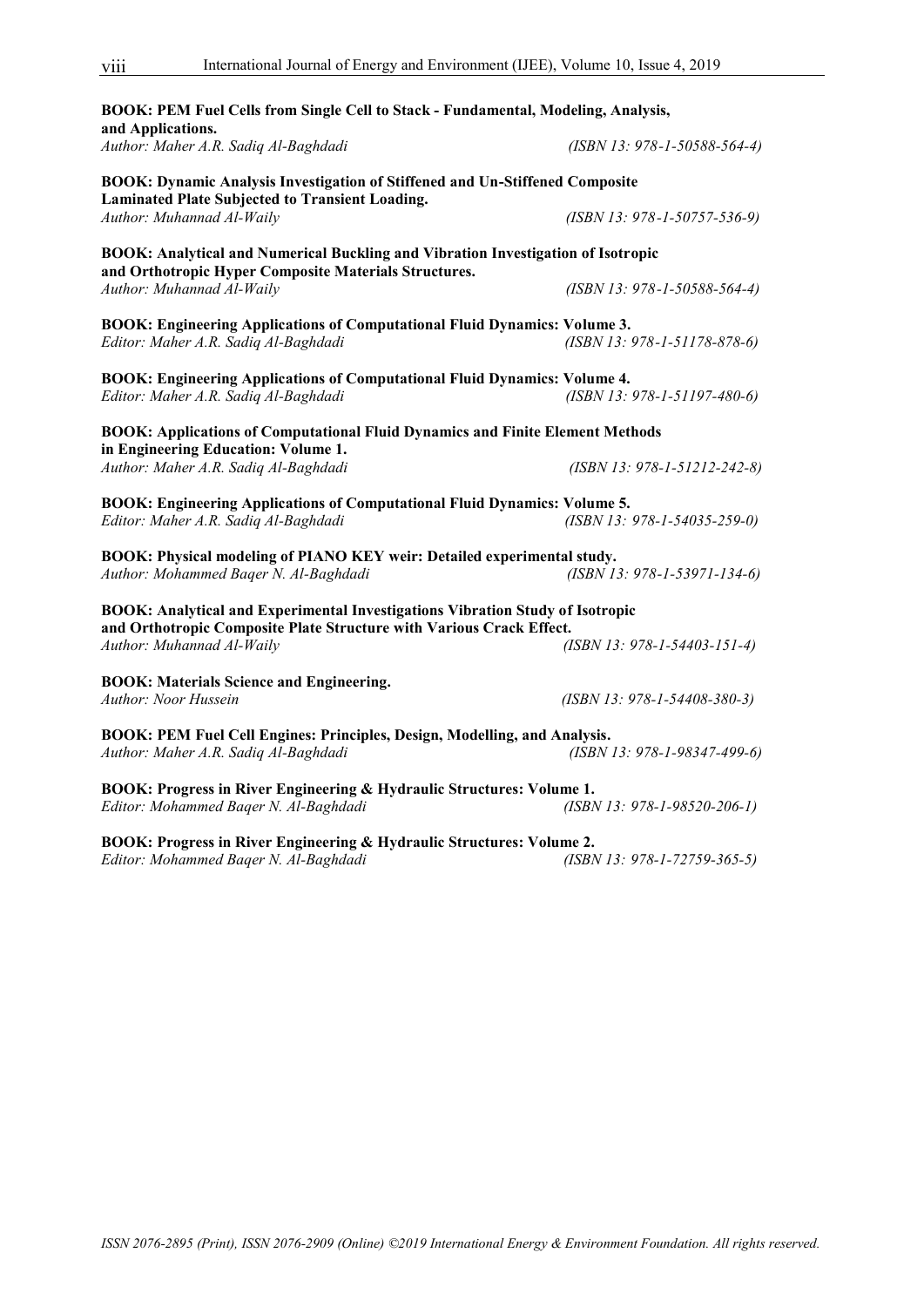**BOOK: PEM Fuel Cells from Single Cell to Stack - Fundamental, Modeling, Analysis, and Applications.**
*Author: Maher A.R. Sadiq Al-Baghdadi* *(ISBN 13: 978-1-50588-564-4)*

**BOOK: Dynamic Analysis Investigation of Stiffened and Un-Stiffened Composite Laminated Plate Subjected to Transient Loading.**
*Author: Muhannad Al-Waily* *(ISBN 13: 978-1-50757-536-9)*

**BOOK: Analytical and Numerical Buckling and Vibration Investigation of Isotropic and Orthotropic Hyper Composite Materials Structures.**
*Author: Muhannad Al-Waily* *(ISBN 13: 978-1-50588-564-4)*

**BOOK: Engineering Applications of Computational Fluid Dynamics: Volume 3.**
*Editor: Maher A.R. Sadiq Al-Baghdadi* *(ISBN 13: 978-1-51178-878-6)*

**BOOK: Engineering Applications of Computational Fluid Dynamics: Volume 4.**
*Editor: Maher A.R. Sadiq Al-Baghdadi* *(ISBN 13: 978-1-51197-480-6)*

**BOOK: Applications of Computational Fluid Dynamics and Finite Element Methods in Engineering Education: Volume 1.**
*Author: Maher A.R. Sadiq Al-Baghdadi* *(ISBN 13: 978-1-51212-242-8)*

**BOOK: Engineering Applications of Computational Fluid Dynamics: Volume 5.**
*Editor: Maher A.R. Sadiq Al-Baghdadi* *(ISBN 13: 978-1-54035-259-0)*

**BOOK: Physical modeling of PIANO KEY weir: Detailed experimental study.**
*Author: Mohammed Baqer N. Al-Baghdadi* *(ISBN 13: 978-1-53971-134-6)*

**BOOK: Analytical and Experimental Investigations Vibration Study of Isotropic and Orthotropic Composite Plate Structure with Various Crack Effect.**
*Author: Muhannad Al-Waily* *(ISBN 13: 978-1-54403-151-4)*

**BOOK: Materials Science and Engineering.**
*Author: Noor Hussein* *(ISBN 13: 978-1-54408-380-3)*

**BOOK: PEM Fuel Cell Engines: Principles, Design, Modelling, and Analysis.**
*Author: Maher A.R. Sadiq Al-Baghdadi* *(ISBN 13: 978-1-98347-499-6)*

**BOOK: Progress in River Engineering & Hydraulic Structures: Volume 1.**
*Editor: Mohammed Baqer N. Al-Baghdadi* *(ISBN 13: 978-1-98520-206-1)*

**BOOK: Progress in River Engineering & Hydraulic Structures: Volume 2.**
*Editor: Mohammed Baqer N. Al-Baghdadi* *(ISBN 13: 978-1-72759-365-5)*